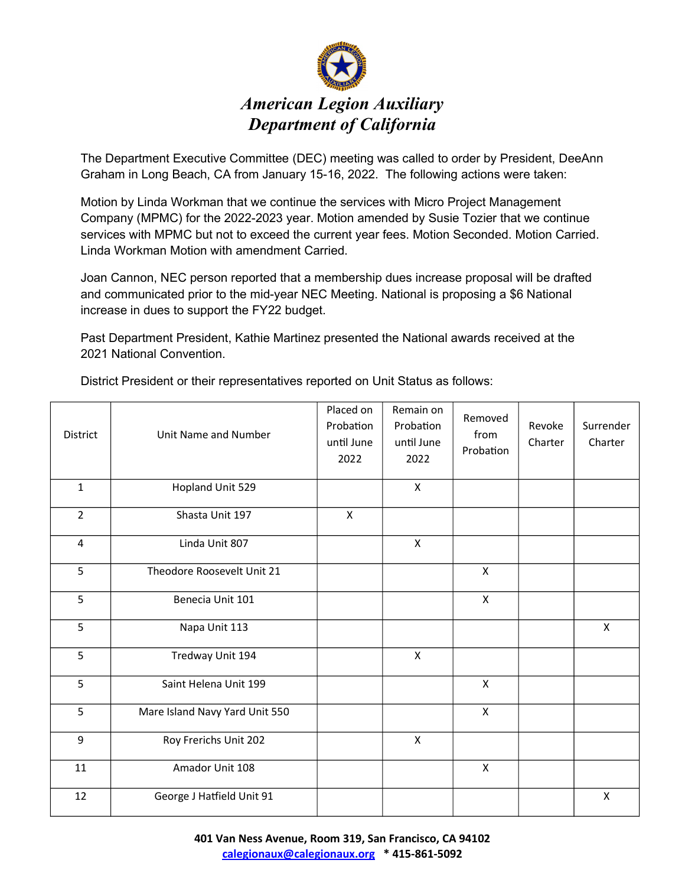# American Legion Auxiliary
# Department of California

The Department Executive Committee (DEC) meeting was called to order by President, DeeAnn Graham in Long Beach, CA from January 15-16, 2022. The following actions were taken:

Motion by Linda Workman that we continue the services with Micro Project Management Company (MPMC) for the 2022-2023 year. Motion amended by Susie Tozier that we continue services with MPMC but not to exceed the current year fees. Motion Seconded. Motion Carried. Linda Workman Motion with amendment Carried.

Joan Cannon, NEC person reported that a membership dues increase proposal will be drafted and communicated prior to the mid-year NEC Meeting. National is proposing a $6 National increase in dues to support the FY22 budget.

Past Department President, Kathie Martinez presented the National awards received at the 2021 National Convention.

District President or their representatives reported on Unit Status as follows:

| District | Unit Name and Number | Placed on Probation until June 2022 | Remain on Probation until June 2022 | Removed from Probation | Revoke Charter | Surrender Charter |
|---|---|---|---|---|---|---|
| 1 | Hopland Unit 529 | | X | | | |
| 2 | Shasta Unit 197 | X | | | | |
| 4 | Linda Unit 807 | | X | | | |
| 5 | Theodore Roosevelt Unit 21 | | | X | | |
| 5 | Benecia Unit 101 | | | X | | |
| 5 | Napa Unit 113 | | | | | X |
| 5 | Tredway Unit 194 | | X | | | |
| 5 | Saint Helena Unit 199 | | | X | | |
| 5 | Mare Island Navy Yard Unit 550 | | | X | | |
| 9 | Roy Frerichs Unit 202 | | X | | | |
| 11 | Amador Unit 108 | | | X | | |
| 12 | George J Hatfield Unit 91 | | | | | X |

**401 Van Ness Avenue, Room 319, San Francisco, CA 94102**
**calegionaux@calegionaux.org * 415-861-5092**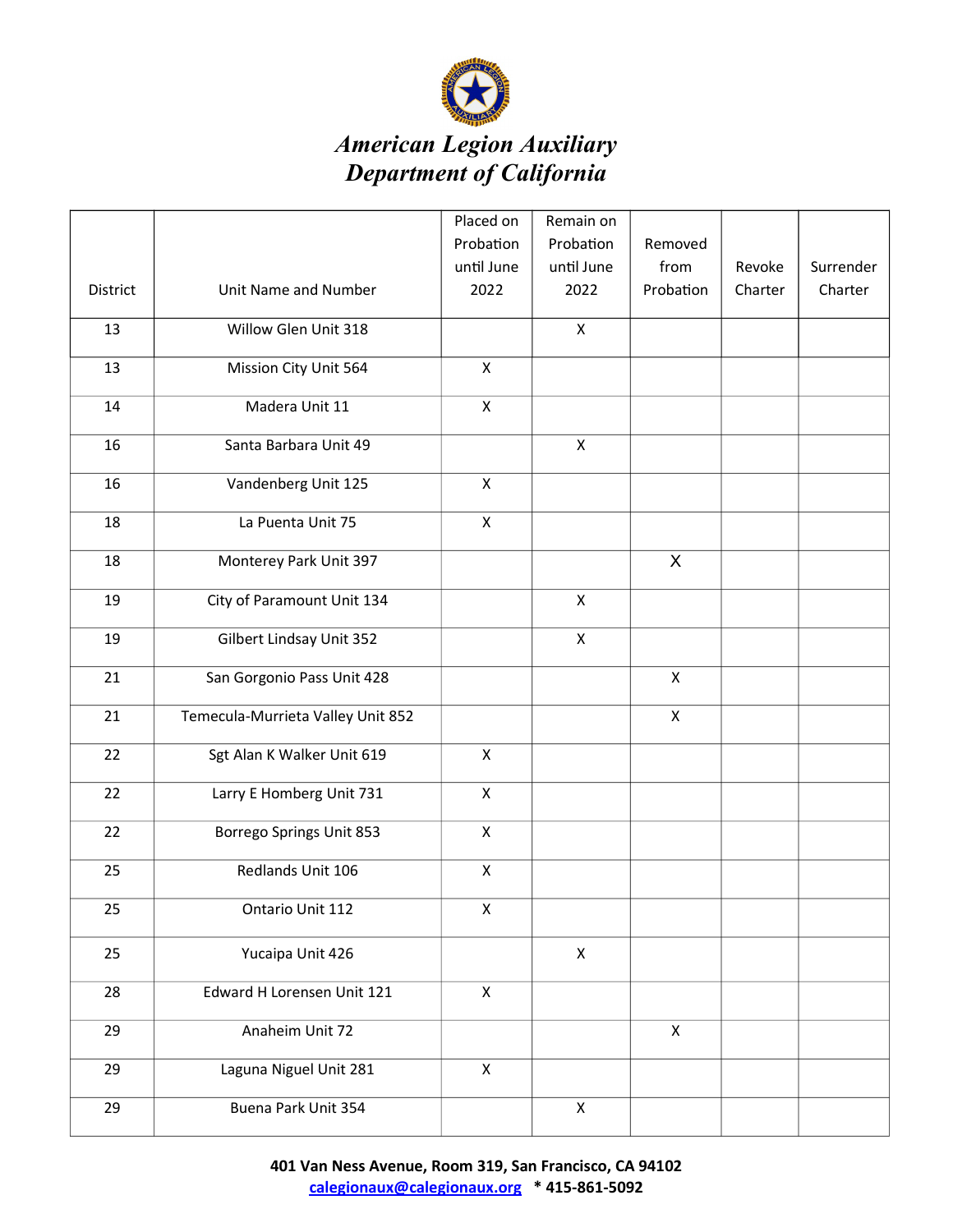# American Legion Auxiliary
# Department of California

| District | Unit Name and Number | Placed on Probation until June 2022 | Remain on Probation until June 2022 | Removed from Probation | Revoke Charter | Surrender Charter |
|---|---|---|---|---|---|---|
| 13 | Willow Glen Unit 318 | | X | | | |
| 13 | Mission City Unit 564 | X | | | | |
| 14 | Madera Unit 11 | X | | | | |
| 16 | Santa Barbara Unit 49 | | X | | | |
| 16 | Vandenberg Unit 125 | X | | | | |
| 18 | La Puenta Unit 75 | X | | | | |
| 18 | Monterey Park Unit 397 | | | X | | |
| 19 | City of Paramount Unit 134 | | X | | | |
| 19 | Gilbert Lindsay Unit 352 | | X | | | |
| 21 | San Gorgonio Pass Unit 428 | | | X | | |
| 21 | Temecula-Murrieta Valley Unit 852 | | | X | | |
| 22 | Sgt Alan K Walker Unit 619 | X | | | | |
| 22 | Larry E Homberg Unit 731 | X | | | | |
| 22 | Borrego Springs Unit 853 | X | | | | |
| 25 | Redlands Unit 106 | X | | | | |
| 25 | Ontario Unit 112 | X | | | | |
| 25 | Yucaipa Unit 426 | | X | | | |
| 28 | Edward H Lorensen Unit 121 | X | | | | |
| 29 | Anaheim Unit 72 | | | X | | |
| 29 | Laguna Niguel Unit 281 | X | | | | |
| 29 | Buena Park Unit 354 | | X | | | |

**401 Van Ness Avenue, Room 319, San Francisco, CA 94102**
**calegionaux@calegionaux.org * 415-861-5092**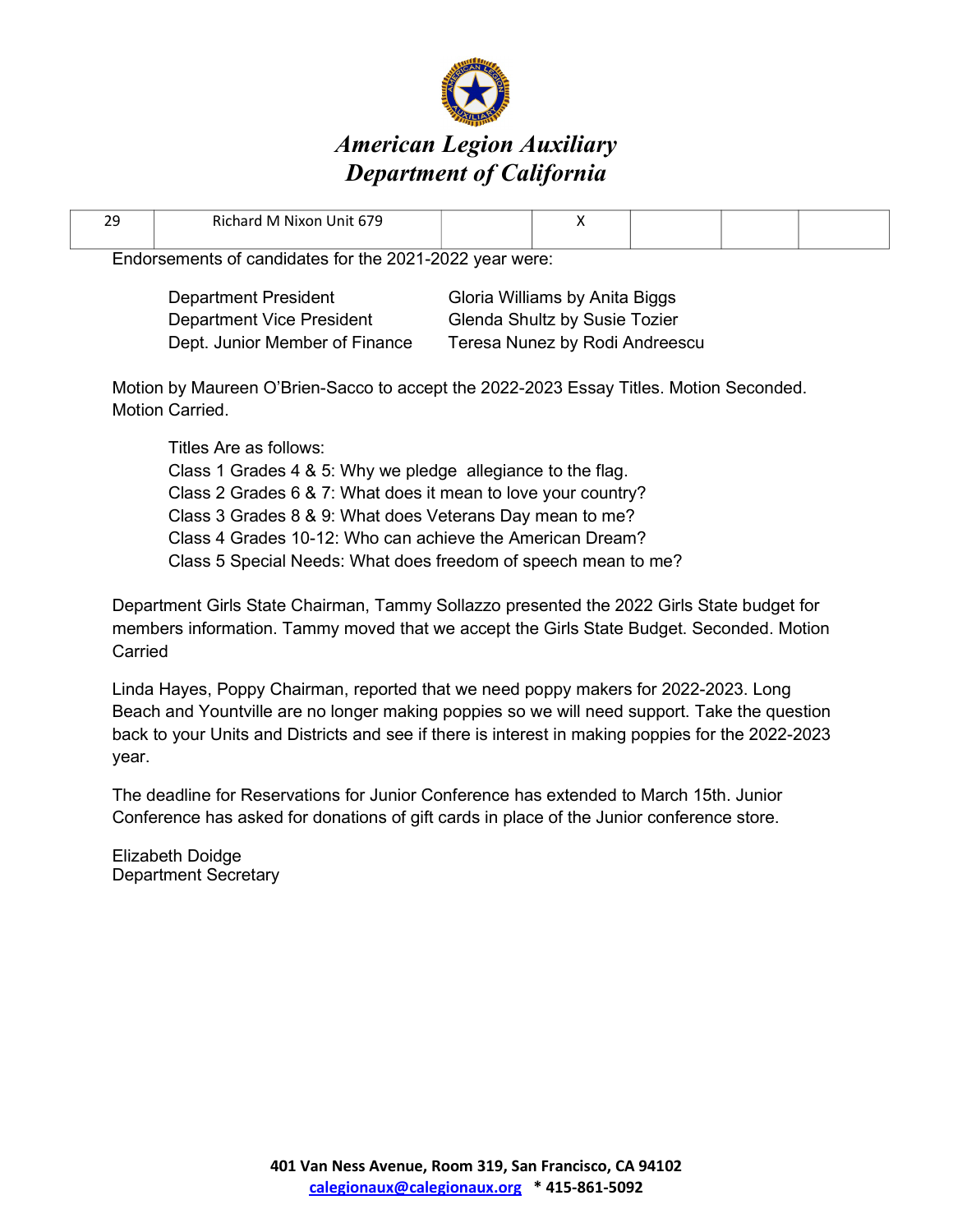# American Legion Auxiliary
# Department of California

| | | | | | | |
|---|---|---|---|---|---|---|
| 29 | Richard M Nixon Unit 679 | | X | | | |

Endorsements of candidates for the 2021-2022 year were:

| | |
|---|---|
| Department President | Gloria Williams by Anita Biggs |
| Department Vice President | Glenda Shultz by Susie Tozier |
| Dept. Junior Member of Finance | Teresa Nunez by Rodi Andreescu |

Motion by Maureen O'Brien-Sacco to accept the 2022-2023 Essay Titles. Motion Seconded. Motion Carried.

Titles Are as follows:
Class 1 Grades 4 & 5: Why we pledge allegiance to the flag.
Class 2 Grades 6 & 7: What does it mean to love your country?
Class 3 Grades 8 & 9: What does Veterans Day mean to me?
Class 4 Grades 10-12: Who can achieve the American Dream?
Class 5 Special Needs: What does freedom of speech mean to me?

Department Girls State Chairman, Tammy Sollazzo presented the 2022 Girls State budget for members information. Tammy moved that we accept the Girls State Budget. Seconded. Motion Carried

Linda Hayes, Poppy Chairman, reported that we need poppy makers for 2022-2023. Long Beach and Yountville are no longer making poppies so we will need support. Take the question back to your Units and Districts and see if there is interest in making poppies for the 2022-2023 year.

The deadline for Reservations for Junior Conference has extended to March 15th. Junior Conference has asked for donations of gift cards in place of the Junior conference store.

Elizabeth Doidge
Department Secretary

**401 Van Ness Avenue, Room 319, San Francisco, CA 94102**
**calegionaux@calegionaux.org * 415-861-5092**